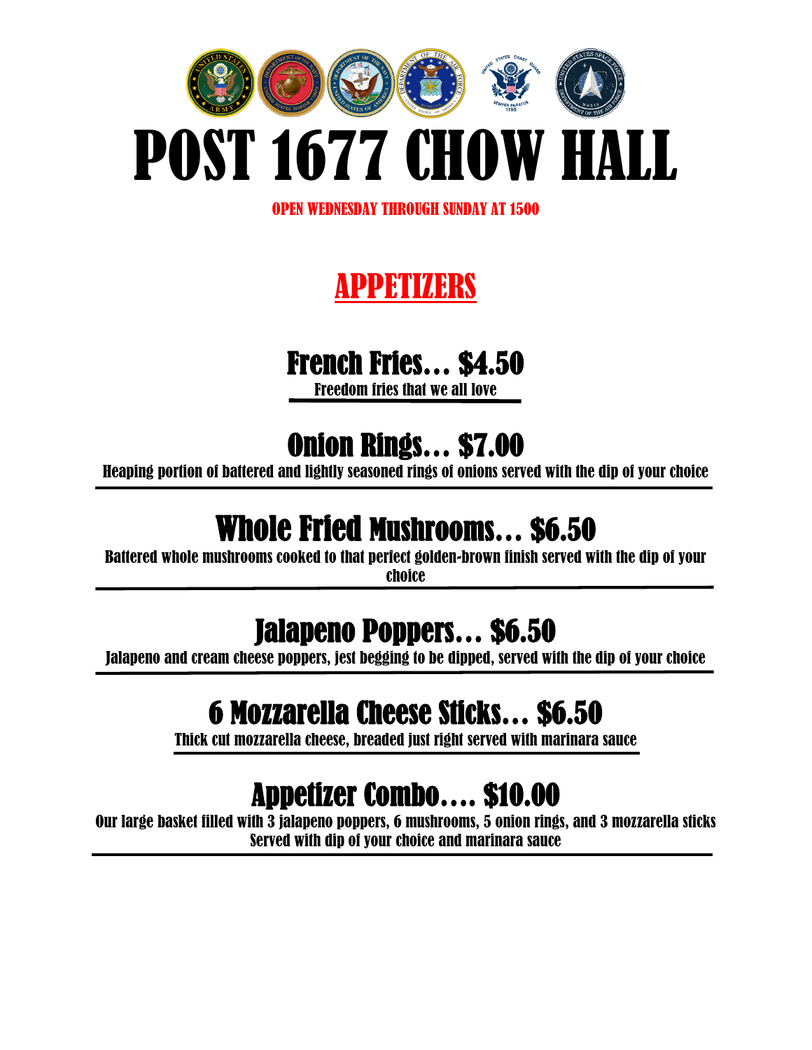# POST 1677 CHOW HALL

OPEN WEDNESDAY THROUGH SUNDAY AT 1500

## APPETIZERS

### French Fries… $4.50

Freedom fries that we all love

### Onion Rings… $7.00

Heaping portion of battered and lightly seasoned rings of onions served with the dip of your choice

### Whole Fried Mushrooms… $6.50

Battered whole mushrooms cooked to that perfect golden-brown finish served with the dip of your choice

### Jalapeno Poppers… $6.50

Jalapeno and cream cheese poppers, jest begging to be dipped, served with the dip of your choice

### 6 Mozzarella Cheese Sticks… $6.50

Thick cut mozzarella cheese, breaded just right served with marinara sauce

### Appetizer Combo…. $10.00

Our large basket filled with 3 jalapeno poppers, 6 mushrooms, 5 onion rings, and 3 mozzarella sticks
Served with dip of your choice and marinara sauce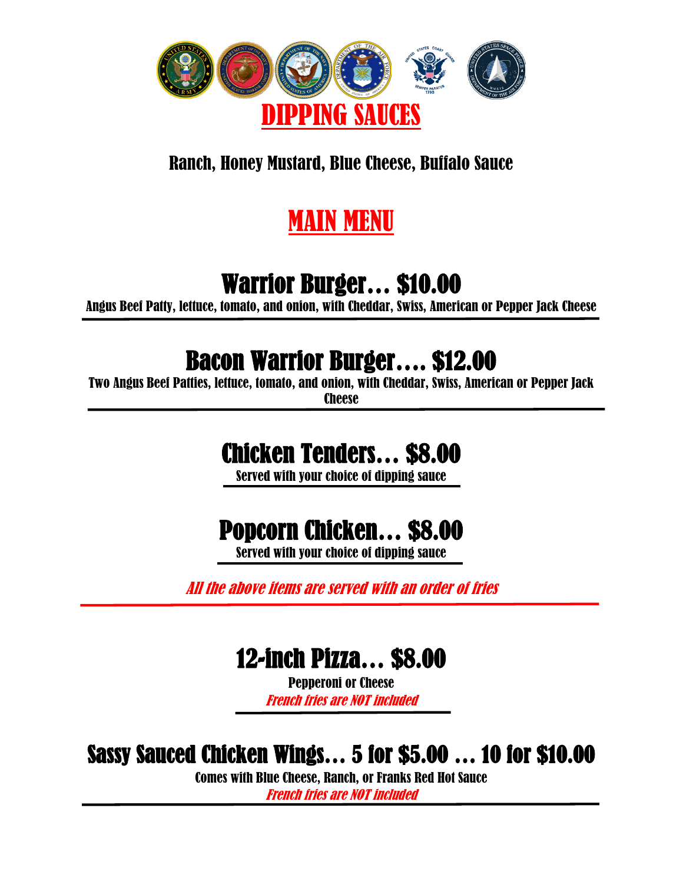# DIPPING SAUCES

Ranch, Honey Mustard, Blue Cheese, Buffalo Sauce

# MAIN MENU

## Warrior Burger… $10.00

Angus Beef Patty, lettuce, tomato, and onion, with Cheddar, Swiss, American or Pepper Jack Cheese

## Bacon Warrior Burger…. $12.00

Two Angus Beef Patties, lettuce, tomato, and onion, with Cheddar, Swiss, American or Pepper Jack Cheese

## Chicken Tenders… $8.00

Served with your choice of dipping sauce

## Popcorn Chicken… $8.00

Served with your choice of dipping sauce

*All the above items are served with an order of fries*

## 12-inch Pizza… $8.00

Pepperoni or Cheese

*French fries are NOT included*

## Sassy Sauced Chicken Wings… 5 for $5.00 … 10 for $10.00

Comes with Blue Cheese, Ranch, or Franks Red Hot Sauce

*French fries are NOT included*